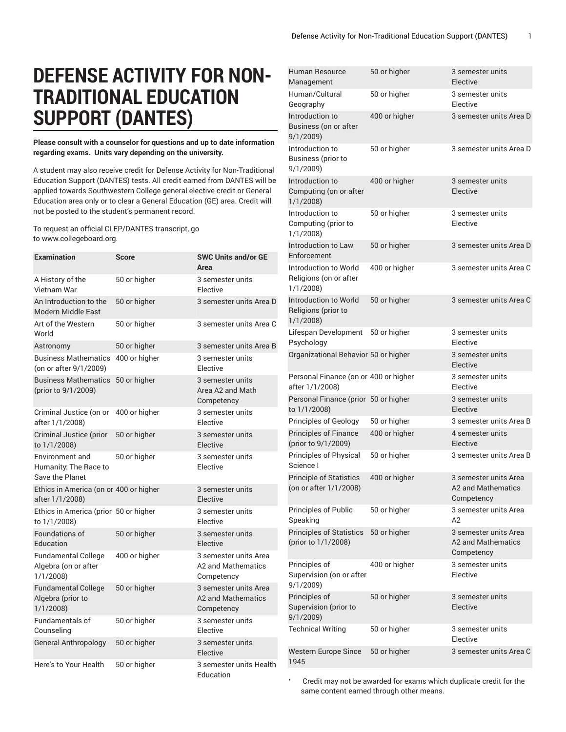# DEFENSE ACTIVITY FOR NON-TRADITIONAL EDUCATION SUPPORT (DANTES)

**Please consult with a counselor for questions and up to date information regarding exams. Units vary depending on the university.**

A student may also receive credit for Defense Activity for Non-Traditional Education Support (DANTES) tests. All credit earned from DANTES will be applied towards Southwestern College general elective credit or General Education area only or to clear a General Education (GE) area. Credit will not be posted to the student's permanent record.

To request an official CLEP/DANTES transcript, go to www.collegeboard.org.

| Examination | Score | SWC Units and/or GE Area |
|---|---|---|
| A History of the Vietnam War | 50 or higher | 3 semester units Elective |
| An Introduction to the Modern Middle East | 50 or higher | 3 semester units Area D |
| Art of the Western World | 50 or higher | 3 semester units Area C |
| Astronomy | 50 or higher | 3 semester units Area B |
| Business Mathematics (on or after 9/1/2009) | 400 or higher | 3 semester units Elective |
| Business Mathematics (prior to 9/1/2009) | 50 or higher | 3 semester units Area A2 and Math Competency |
| Criminal Justice (on or after 1/1/2008) | 400 or higher | 3 semester units Elective |
| Criminal Justice (prior to 1/1/2008) | 50 or higher | 3 semester units Elective |
| Environment and Humanity: The Race to Save the Planet | 50 or higher | 3 semester units Elective |
| Ethics in America (on or after 1/1/2008) | 400 or higher | 3 semester units Elective |
| Ethics in America (prior to 1/1/2008) | 50 or higher | 3 semester units Elective |
| Foundations of Education | 50 or higher | 3 semester units Elective |
| Fundamental College Algebra (on or after 1/1/2008) | 400 or higher | 3 semester units Area A2 and Mathematics Competency |
| Fundamental College Algebra (prior to 1/1/2008) | 50 or higher | 3 semester units Area A2 and Mathematics Competency |
| Fundamentals of Counseling | 50 or higher | 3 semester units Elective |
| General Anthropology | 50 or higher | 3 semester units Elective |
| Here's to Your Health | 50 or higher | 3 semester units Health Education |
| Human Resource Management | 50 or higher | 3 semester units Elective |
| Human/Cultural Geography | 50 or higher | 3 semester units Elective |
| Introduction to Business (on or after 9/1/2009) | 400 or higher | 3 semester units Area D |
| Introduction to Business (prior to 9/1/2009) | 50 or higher | 3 semester units Area D |
| Introduction to Computing (on or after 1/1/2008) | 400 or higher | 3 semester units Elective |
| Introduction to Computing (prior to 1/1/2008) | 50 or higher | 3 semester units Elective |
| Introduction to Law Enforcement | 50 or higher | 3 semester units Area D |
| Introduction to World Religions (on or after 1/1/2008) | 400 or higher | 3 semester units Area C |
| Introduction to World Religions (prior to 1/1/2008) | 50 or higher | 3 semester units Area C |
| Lifespan Development Psychology | 50 or higher | 3 semester units Elective |
| Organizational Behavior | 50 or higher | 3 semester units Elective |
| Personal Finance (on or after 1/1/2008) | 400 or higher | 3 semester units Elective |
| Personal Finance (prior to 1/1/2008) | 50 or higher | 3 semester units Elective |
| Principles of Geology | 50 or higher | 3 semester units Area B |
| Principles of Finance (prior to 9/1/2009) | 400 or higher | 4 semester units Elective |
| Principles of Physical Science I | 50 or higher | 3 semester units Area B |
| Principle of Statistics (on or after 1/1/2008) | 400 or higher | 3 semester units Area A2 and Mathematics Competency |
| Principles of Public Speaking | 50 or higher | 3 semester units Area A2 |
| Principles of Statistics (prior to 1/1/2008) | 50 or higher | 3 semester units Area A2 and Mathematics Competency |
| Principles of Supervision (on or after 9/1/2009) | 400 or higher | 3 semester units Elective |
| Principles of Supervision (prior to 9/1/2009) | 50 or higher | 3 semester units Elective |
| Technical Writing | 50 or higher | 3 semester units Elective |
| Western Europe Since 1945 | 50 or higher | 3 semester units Area C |

- Credit may not be awarded for exams which duplicate credit for the same content earned through other means.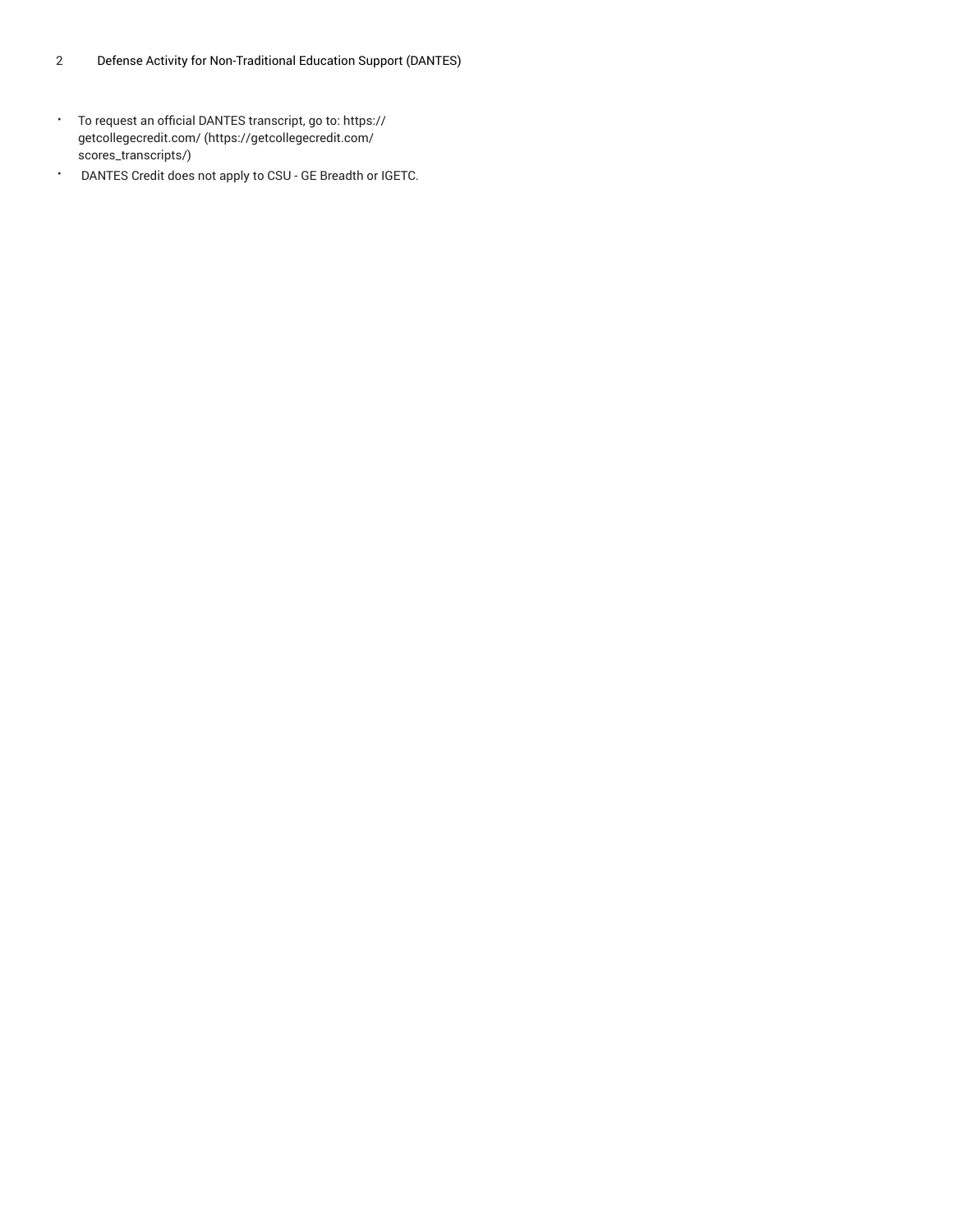- To request an official DANTES transcript, go to: https://getcollegecredit.com/ (https://getcollegecredit.com/scores_transcripts/)
- DANTES Credit does not apply to CSU - GE Breadth or IGETC.